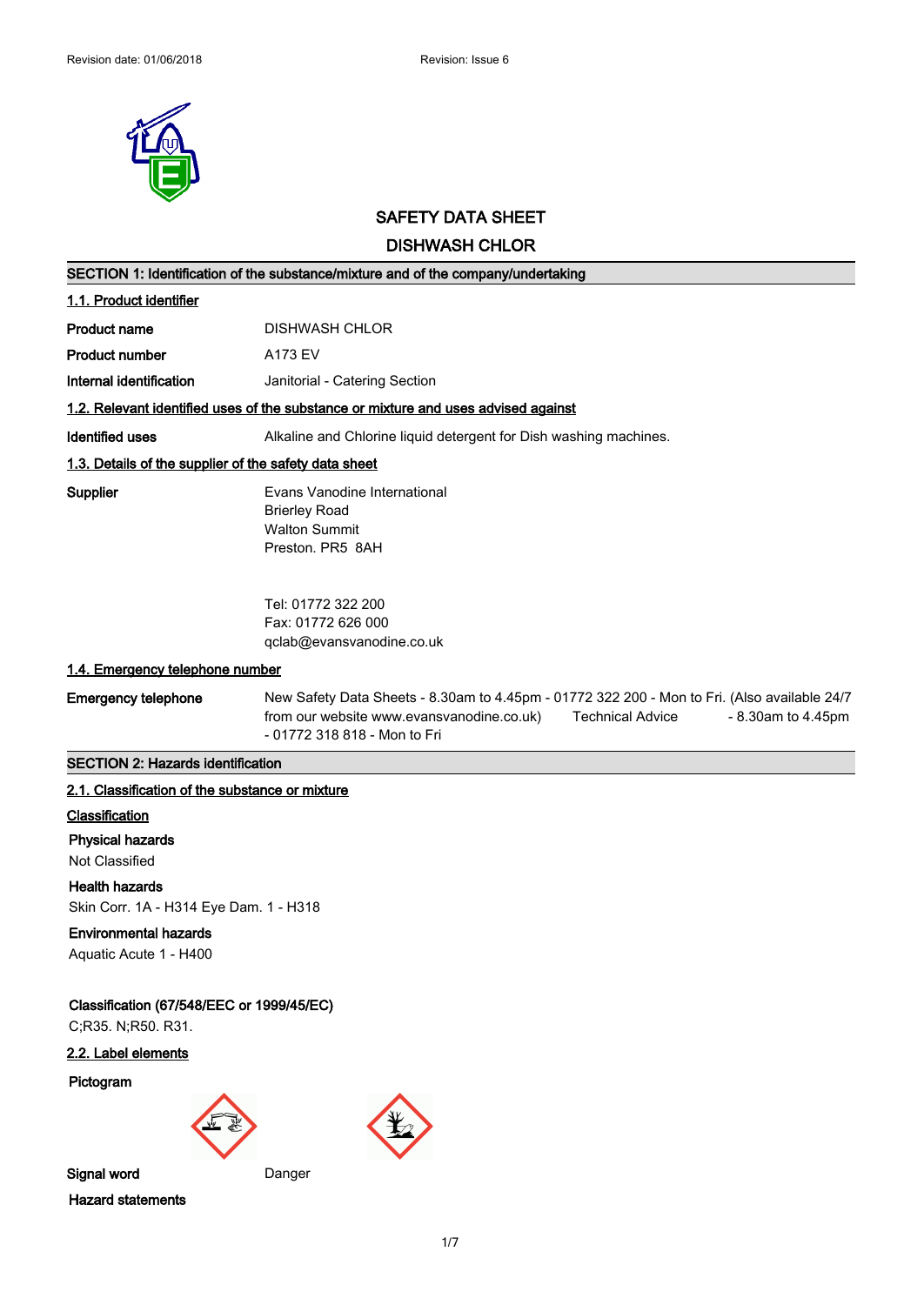Revision date: 01/06/2018 Revision: Issue 6

# SAFETY DATA SHEET

# DISHWASH CHLOR

## SECTION 1: Identification of the substance/mixture and of the company/undertaking

### 1.1. Product identifier

**Product name** DISHWASH CHLOR

**Product number** A173 EV

**Internal identification** Janitorial - Catering Section

### 1.2. Relevant identified uses of the substance or mixture and uses advised against

**Identified uses** Alkaline and Chlorine liquid detergent for Dish washing machines.

### 1.3. Details of the supplier of the safety data sheet

**Supplier**

Evans Vanodine International
Brierley Road
Walton Summit
Preston. PR5 8AH

Tel: 01772 322 200
Fax: 01772 626 000
qclab@evansvanodine.co.uk

### 1.4. Emergency telephone number

**Emergency telephone** New Safety Data Sheets - 8.30am to 4.45pm - 01772 322 200 - Mon to Fri. (Also available 24/7 from our website www.evansvanodine.co.uk) Technical Advice - 8.30am to 4.45pm - 01772 318 818 - Mon to Fri

## SECTION 2: Hazards identification

### 2.1. Classification of the substance or mixture

**Classification**

**Physical hazards**

Not Classified

**Health hazards**

Skin Corr. 1A - H314 Eye Dam. 1 - H318

**Environmental hazards**

Aquatic Acute 1 - H400

**Classification (67/548/EEC or 1999/45/EC)**

C;R35. N;R50. R31.

### 2.2. Label elements

**Pictogram**

**Signal word** Danger

**Hazard statements**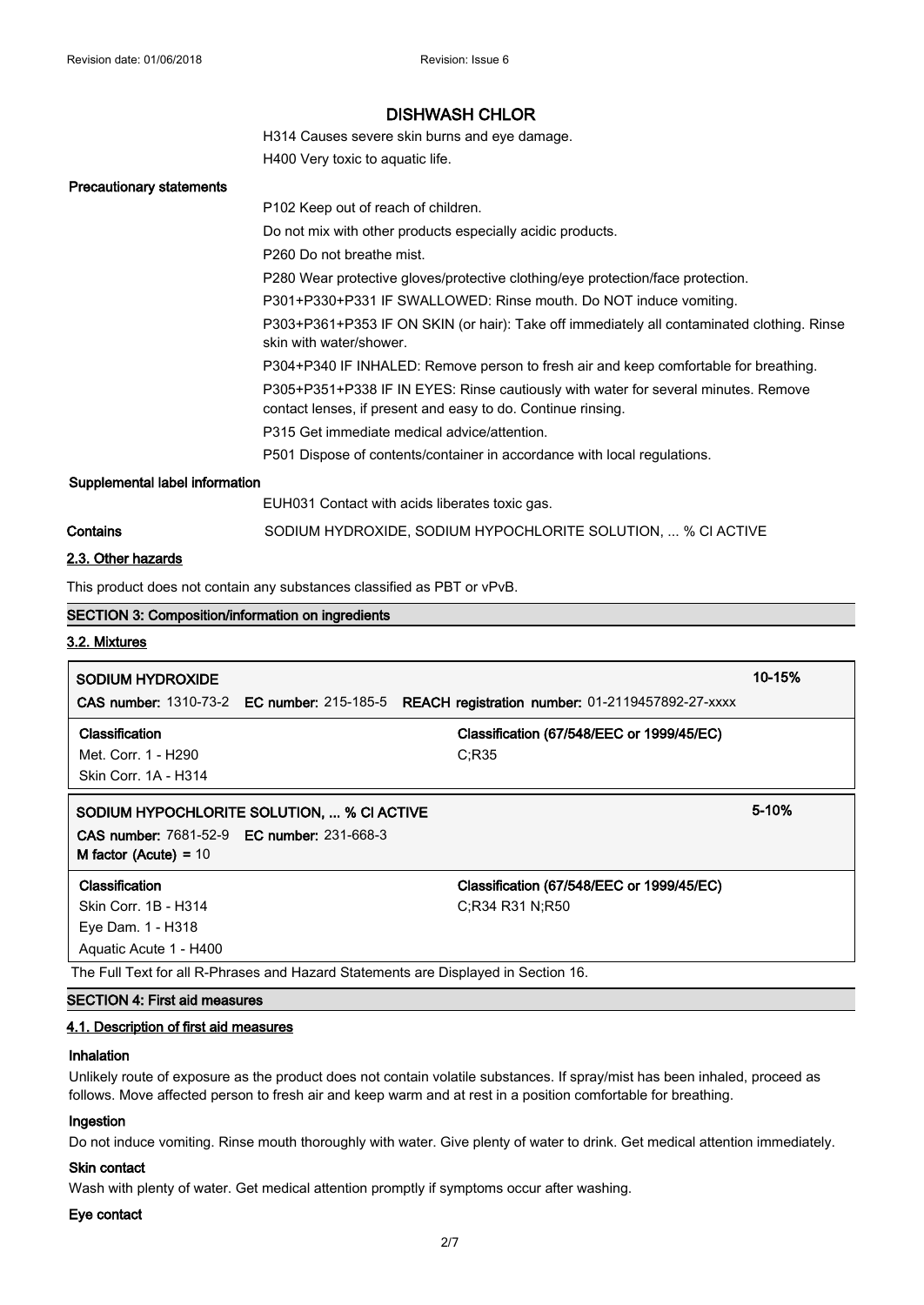H314 Causes severe skin burns and eye damage.

H400 Very toxic to aquatic life.

**Precautionary statements**

P102 Keep out of reach of children.

Do not mix with other products especially acidic products.

P260 Do not breathe mist.

P280 Wear protective gloves/protective clothing/eye protection/face protection.

P301+P330+P331 IF SWALLOWED: Rinse mouth. Do NOT induce vomiting.

P303+P361+P353 IF ON SKIN (or hair): Take off immediately all contaminated clothing. Rinse skin with water/shower.

P304+P340 IF INHALED: Remove person to fresh air and keep comfortable for breathing.

P305+P351+P338 IF IN EYES: Rinse cautiously with water for several minutes. Remove contact lenses, if present and easy to do. Continue rinsing.

P315 Get immediate medical advice/attention.

P501 Dispose of contents/container in accordance with local regulations.

**Supplemental label information**

EUH031 Contact with acids liberates toxic gas.

**Contains** SODIUM HYDROXIDE, SODIUM HYPOCHLORITE SOLUTION, ... % Cl ACTIVE

## 2.3. Other hazards

This product does not contain any substances classified as PBT or vPvB.

## SECTION 3: Composition/information on ingredients

### 3.2. Mixtures

| SODIUM HYDROXIDE | | 10-15% |
|---|---|---|
| **CAS number:** 1310-73-2 **EC number:** 215-185-5 | **REACH registration number:** 01-2119457892-27-xxxx | |
| **Classification** | **Classification (67/548/EEC or 1999/45/EC)** | |
| Met. Corr. 1 - H290 | C;R35 | |
| Skin Corr. 1A - H314 | | |

| SODIUM HYPOCHLORITE SOLUTION, ... % Cl ACTIVE | | 5-10% |
|---|---|---|
| **CAS number:** 7681-52-9 **EC number:** 231-668-3 | | |
| **M factor (Acute)** = 10 | | |
| **Classification** | **Classification (67/548/EEC or 1999/45/EC)** | |
| Skin Corr. 1B - H314 | C;R34 R31 N;R50 | |
| Eye Dam. 1 - H318 | | |
| Aquatic Acute 1 - H400 | | |

The Full Text for all R-Phrases and Hazard Statements are Displayed in Section 16.

## SECTION 4: First aid measures

### 4.1. Description of first aid measures

**Inhalation**

Unlikely route of exposure as the product does not contain volatile substances. If spray/mist has been inhaled, proceed as follows. Move affected person to fresh air and keep warm and at rest in a position comfortable for breathing.

**Ingestion**

Do not induce vomiting. Rinse mouth thoroughly with water. Give plenty of water to drink. Get medical attention immediately.

**Skin contact**

Wash with plenty of water. Get medical attention promptly if symptoms occur after washing.

**Eye contact**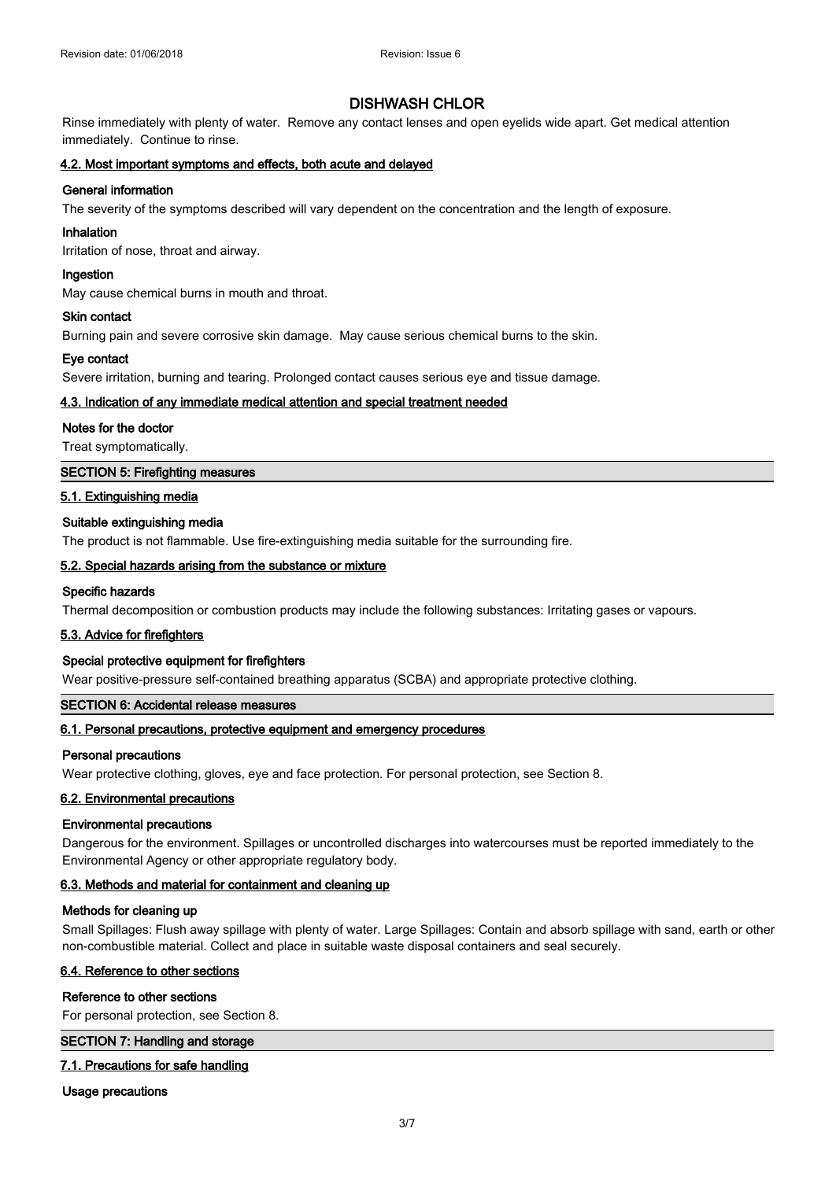Rinse immediately with plenty of water. Remove any contact lenses and open eyelids wide apart. Get medical attention immediately. Continue to rinse.

### 4.2. Most important symptoms and effects, both acute and delayed

**General information**

The severity of the symptoms described will vary dependent on the concentration and the length of exposure.

**Inhalation**

Irritation of nose, throat and airway.

**Ingestion**

May cause chemical burns in mouth and throat.

**Skin contact**

Burning pain and severe corrosive skin damage. May cause serious chemical burns to the skin.

**Eye contact**

Severe irritation, burning and tearing. Prolonged contact causes serious eye and tissue damage.

### 4.3. Indication of any immediate medical attention and special treatment needed

**Notes for the doctor**

Treat symptomatically.

## SECTION 5: Firefighting measures

### 5.1. Extinguishing media

**Suitable extinguishing media**

The product is not flammable. Use fire-extinguishing media suitable for the surrounding fire.

### 5.2. Special hazards arising from the substance or mixture

**Specific hazards**

Thermal decomposition or combustion products may include the following substances: Irritating gases or vapours.

### 5.3. Advice for firefighters

**Special protective equipment for firefighters**

Wear positive-pressure self-contained breathing apparatus (SCBA) and appropriate protective clothing.

## SECTION 6: Accidental release measures

### 6.1. Personal precautions, protective equipment and emergency procedures

**Personal precautions**

Wear protective clothing, gloves, eye and face protection. For personal protection, see Section 8.

### 6.2. Environmental precautions

**Environmental precautions**

Dangerous for the environment. Spillages or uncontrolled discharges into watercourses must be reported immediately to the Environmental Agency or other appropriate regulatory body.

### 6.3. Methods and material for containment and cleaning up

**Methods for cleaning up**

Small Spillages: Flush away spillage with plenty of water. Large Spillages: Contain and absorb spillage with sand, earth or other non-combustible material. Collect and place in suitable waste disposal containers and seal securely.

### 6.4. Reference to other sections

**Reference to other sections**

For personal protection, see Section 8.

## SECTION 7: Handling and storage

### 7.1. Precautions for safe handling

**Usage precautions**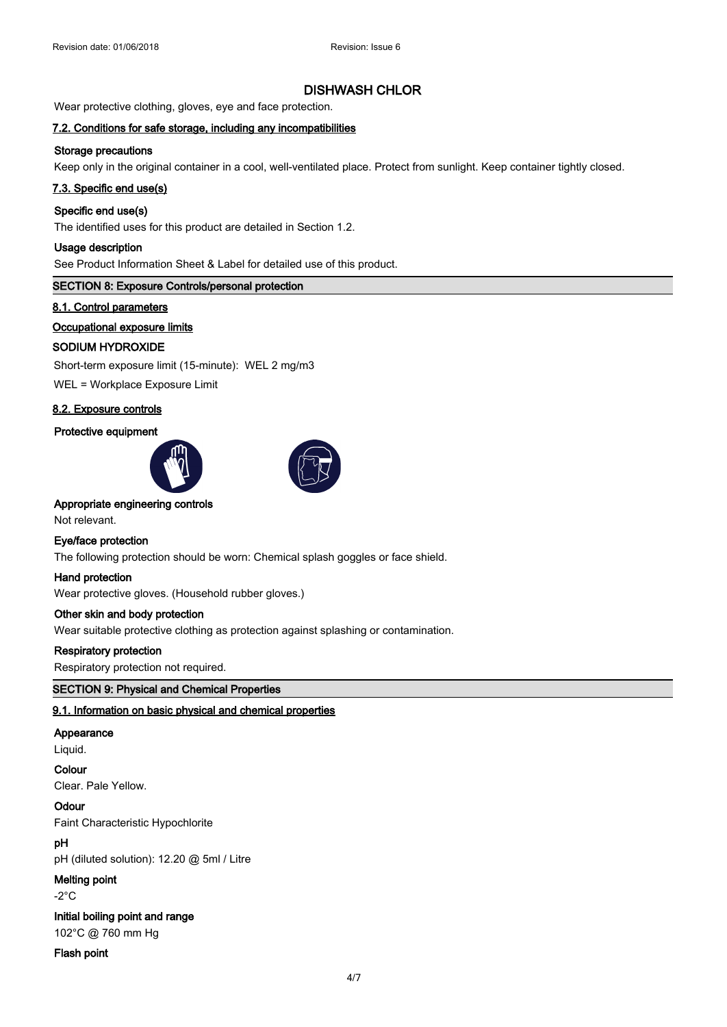# DISHWASH CHLOR

Wear protective clothing, gloves, eye and face protection.

### 7.2. Conditions for safe storage, including any incompatibilities

**Storage precautions**

Keep only in the original container in a cool, well-ventilated place. Protect from sunlight. Keep container tightly closed.

### 7.3. Specific end use(s)

**Specific end use(s)**

The identified uses for this product are detailed in Section 1.2.

**Usage description**

See Product Information Sheet & Label for detailed use of this product.

## SECTION 8: Exposure Controls/personal protection

### 8.1. Control parameters

**Occupational exposure limits**

**SODIUM HYDROXIDE**

Short-term exposure limit (15-minute): WEL 2 mg/m3

WEL = Workplace Exposure Limit

### 8.2. Exposure controls

**Protective equipment**

**Appropriate engineering controls**

Not relevant.

**Eye/face protection**

The following protection should be worn: Chemical splash goggles or face shield.

**Hand protection**

Wear protective gloves. (Household rubber gloves.)

**Other skin and body protection**

Wear suitable protective clothing as protection against splashing or contamination.

**Respiratory protection**

Respiratory protection not required.

## SECTION 9: Physical and Chemical Properties

### 9.1. Information on basic physical and chemical properties

**Appearance**

Liquid.

**Colour**

Clear. Pale Yellow.

**Odour**

Faint Characteristic Hypochlorite

**pH**

pH (diluted solution): 12.20 @ 5ml / Litre

**Melting point**

-2°C

**Initial boiling point and range**

102°C @ 760 mm Hg

**Flash point**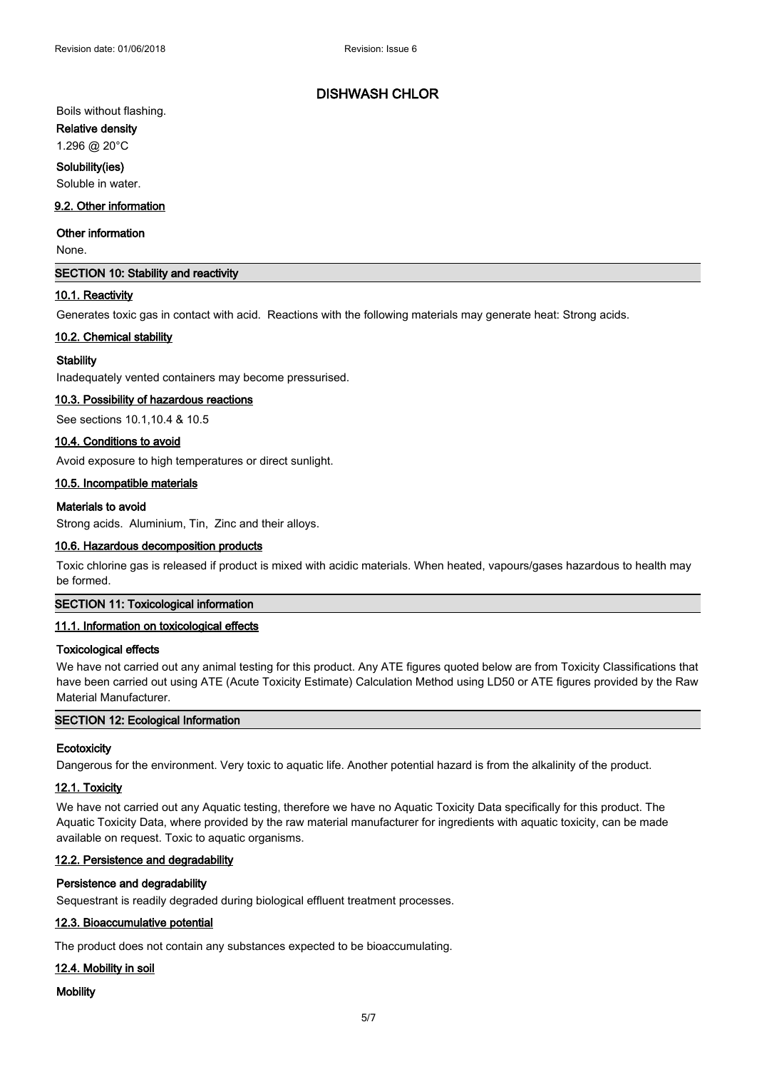Boils without flashing.

**Relative density**

1.296 @ 20°C

**Solubility(ies)**

Soluble in water.

**9.2. Other information**

**Other information**

None.

## SECTION 10: Stability and reactivity

**10.1. Reactivity**

Generates toxic gas in contact with acid. Reactions with the following materials may generate heat: Strong acids.

**10.2. Chemical stability**

**Stability**

Inadequately vented containers may become pressurised.

**10.3. Possibility of hazardous reactions**

See sections 10.1,10.4 & 10.5

**10.4. Conditions to avoid**

Avoid exposure to high temperatures or direct sunlight.

**10.5. Incompatible materials**

**Materials to avoid**

Strong acids. Aluminium, Tin, Zinc and their alloys.

**10.6. Hazardous decomposition products**

Toxic chlorine gas is released if product is mixed with acidic materials. When heated, vapours/gases hazardous to health may be formed.

## SECTION 11: Toxicological information

**11.1. Information on toxicological effects**

**Toxicological effects**

We have not carried out any animal testing for this product. Any ATE figures quoted below are from Toxicity Classifications that have been carried out using ATE (Acute Toxicity Estimate) Calculation Method using LD50 or ATE figures provided by the Raw Material Manufacturer.

## SECTION 12: Ecological Information

**Ecotoxicity**

Dangerous for the environment. Very toxic to aquatic life. Another potential hazard is from the alkalinity of the product.

**12.1. Toxicity**

We have not carried out any Aquatic testing, therefore we have no Aquatic Toxicity Data specifically for this product. The Aquatic Toxicity Data, where provided by the raw material manufacturer for ingredients with aquatic toxicity, can be made available on request. Toxic to aquatic organisms.

**12.2. Persistence and degradability**

**Persistence and degradability**

Sequestrant is readily degraded during biological effluent treatment processes.

**12.3. Bioaccumulative potential**

The product does not contain any substances expected to be bioaccumulating.

**12.4. Mobility in soil**

**Mobility**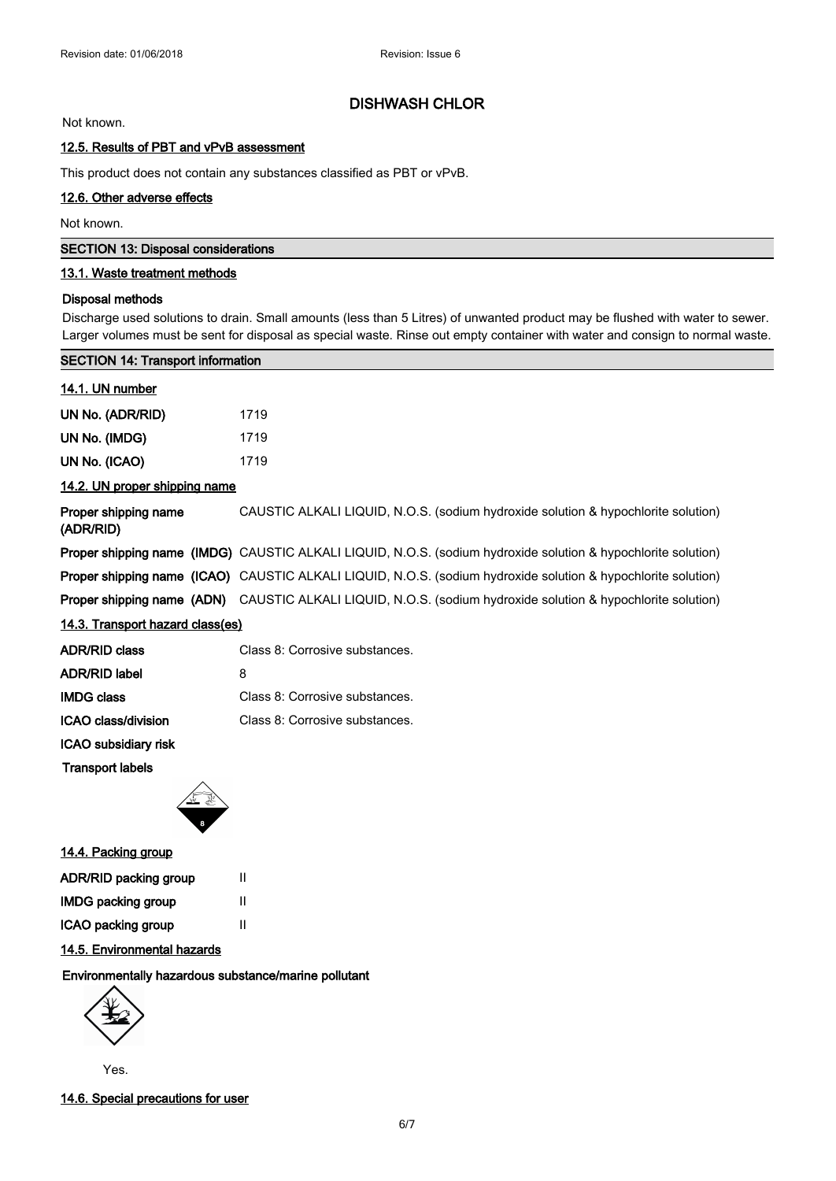## DISHWASH CHLOR

Not known.

### 12.5. Results of PBT and vPvB assessment

This product does not contain any substances classified as PBT or vPvB.

### 12.6. Other adverse effects

Not known.

## SECTION 13: Disposal considerations

### 13.1. Waste treatment methods

**Disposal methods**

Discharge used solutions to drain. Small amounts (less than 5 Litres) of unwanted product may be flushed with water to sewer. Larger volumes must be sent for disposal as special waste. Rinse out empty container with water and consign to normal waste.

## SECTION 14: Transport information

### 14.1. UN number

| | |
|---|---|
| **UN No. (ADR/RID)** | 1719 |
| **UN No. (IMDG)** | 1719 |
| **UN No. (ICAO)** | 1719 |

### 14.2. UN proper shipping name

| | |
|---|---|
| **Proper shipping name (ADR/RID)** | CAUSTIC ALKALI LIQUID, N.O.S. (sodium hydroxide solution & hypochlorite solution) |
| **Proper shipping name (IMDG)** | CAUSTIC ALKALI LIQUID, N.O.S. (sodium hydroxide solution & hypochlorite solution) |
| **Proper shipping name (ICAO)** | CAUSTIC ALKALI LIQUID, N.O.S. (sodium hydroxide solution & hypochlorite solution) |
| **Proper shipping name (ADN)** | CAUSTIC ALKALI LIQUID, N.O.S. (sodium hydroxide solution & hypochlorite solution) |

### 14.3. Transport hazard class(es)

| | |
|---|---|
| **ADR/RID class** | Class 8: Corrosive substances. |
| **ADR/RID label** | 8 |
| **IMDG class** | Class 8: Corrosive substances. |
| **ICAO class/division** | Class 8: Corrosive substances. |
| **ICAO subsidiary risk** | |

**Transport labels**

### 14.4. Packing group

| | |
|---|---|
| **ADR/RID packing group** | II |
| **IMDG packing group** | II |
| **ICAO packing group** | II |

### 14.5. Environmental hazards

**Environmentally hazardous substance/marine pollutant**

Yes.

### 14.6. Special precautions for user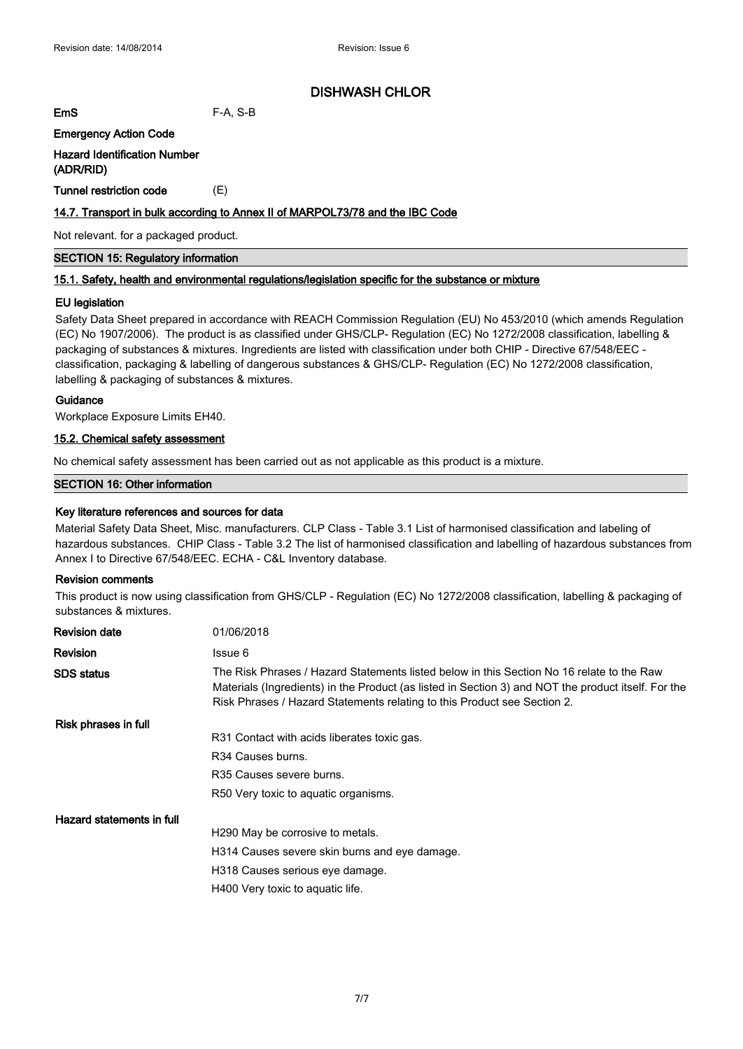| | |
|---|---|
| **EmS** | F-A, S-B |
| **Emergency Action Code** | |
| **Hazard Identification Number (ADR/RID)** | |
| **Tunnel restriction code** | (E) |

### 14.7. Transport in bulk according to Annex II of MARPOL73/78 and the IBC Code

Not relevant. for a packaged product.

## SECTION 15: Regulatory information

### 15.1. Safety, health and environmental regulations/legislation specific for the substance or mixture

**EU legislation**

Safety Data Sheet prepared in accordance with REACH Commission Regulation (EU) No 453/2010 (which amends Regulation (EC) No 1907/2006). The product is as classified under GHS/CLP- Regulation (EC) No 1272/2008 classification, labelling & packaging of substances & mixtures. Ingredients are listed with classification under both CHIP - Directive 67/548/EEC - classification, packaging & labelling of dangerous substances & GHS/CLP- Regulation (EC) No 1272/2008 classification, labelling & packaging of substances & mixtures.

**Guidance**

Workplace Exposure Limits EH40.

### 15.2. Chemical safety assessment

No chemical safety assessment has been carried out as not applicable as this product is a mixture.

## SECTION 16: Other information

**Key literature references and sources for data**

Material Safety Data Sheet, Misc. manufacturers. CLP Class - Table 3.1 List of harmonised classification and labeling of hazardous substances. CHIP Class - Table 3.2 The list of harmonised classification and labelling of hazardous substances from Annex I to Directive 67/548/EEC. ECHA - C&L Inventory database.

**Revision comments**

This product is now using classification from GHS/CLP - Regulation (EC) No 1272/2008 classification, labelling & packaging of substances & mixtures.

| | |
|---|---|
| **Revision date** | 01/06/2018 |
| **Revision** | Issue 6 |
| **SDS status** | The Risk Phrases / Hazard Statements listed below in this Section No 16 relate to the Raw Materials (Ingredients) in the Product (as listed in Section 3) and NOT the product itself. For the Risk Phrases / Hazard Statements relating to this Product see Section 2. |

**Risk phrases in full**

R31 Contact with acids liberates toxic gas.

R34 Causes burns.

R35 Causes severe burns.

R50 Very toxic to aquatic organisms.

**Hazard statements in full**

H290 May be corrosive to metals.

H314 Causes severe skin burns and eye damage.

H318 Causes serious eye damage.

H400 Very toxic to aquatic life.